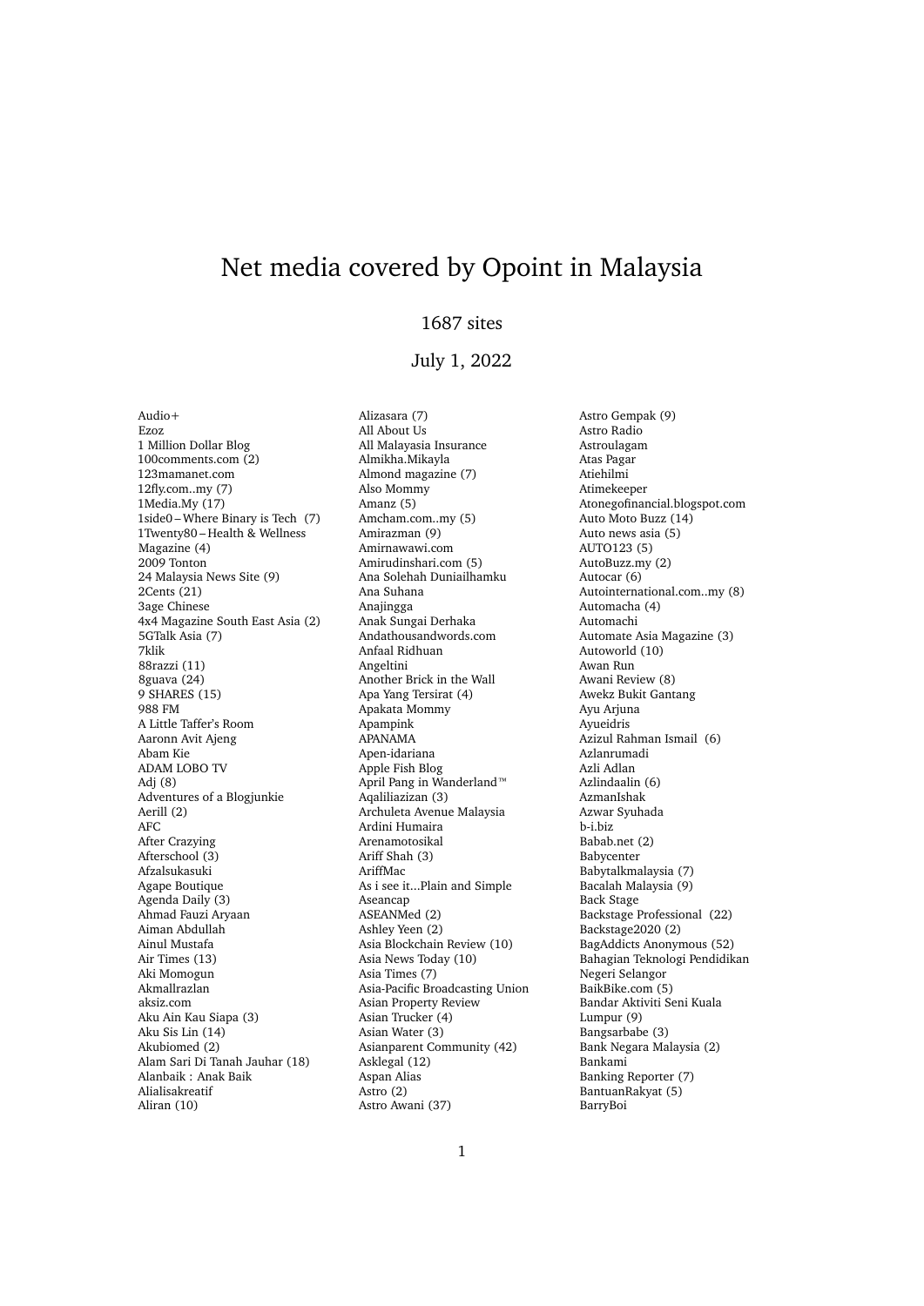# Net media covered by Opoint in Malaysia

1687 sites

July 1, 2022

Audio+
Ezoz
1 Million Dollar Blog
100comments.com (2)
123mamanet.com
12fly.com..my (7)
1Media.My (17)
1side0 – Where Binary is Tech (7)
1Twenty80 – Health & Wellness Magazine (4)
2009 Tonton
24 Malaysia News Site (9)
2Cents (21)
3age Chinese
4x4 Magazine South East Asia (2)
5GTalk Asia (7)
7klik
88razzi (11)
8guava (24)
9 SHARES (15)
988 FM
A Little Taffer's Room
Aaronn Avit Ajeng
Abam Kie
ADAM LOBO TV
Adj (8)
Adventures of a Blogjunkie
Aerill (2)
AFC
After Crazying
Afterschool (3)
Afzalsukasuki
Agape Boutique
Agenda Daily (3)
Ahmad Fauzi Aryaan
Aiman Abdullah
Ainul Mustafa
Air Times (13)
Aki Momogun
Akmallrazlan
aksiz.com
Aku Ain Kau Siapa (3)
Aku Sis Lin (14)
Akubiomed (2)
Alam Sari Di Tanah Jauhar (18)
Alanbaik : Anak Baik
Alialisakreatif
Aliran (10)
Alizasara (7)
All About Us
All Malayasia Insurance
Almikha.Mikayla
Almond magazine (7)
Also Mommy
Amanz (5)
Amcham.com..my (5)
Amirazman (9)
Amirnawawi.com
Amirudinshari.com (5)
Ana Solehah Duniailhamku
Ana Suhana
Anajingga
Anak Sungai Derhaka
Andathousandwords.com
Anfaal Ridhuan
Angeltini
Another Brick in the Wall
Apa Yang Tersirat (4)
Apakata Mommy
Apampink
APANAMA
Apen-idariana
Apple Fish Blog
April Pang in Wanderland™
Aqaliliazizan (3)
Archuleta Avenue Malaysia
Ardini Humaira
Arenamotosikal
Ariff Shah (3)
AriffMac
As i see it...Plain and Simple
Aseancap
ASEANMed (2)
Ashley Yeen (2)
Asia Blockchain Review (10)
Asia News Today (10)
Asia Times (7)
Asia-Pacific Broadcasting Union
Asian Property Review
Asian Trucker (4)
Asian Water (3)
Asianparent Community (42)
Asklegal (12)
Aspan Alias
Astro (2)
Astro Awani (37)
Astro Gempak (9)
Astro Radio
Astroulagam
Atas Pagar
Atiehilmi
Atimekeeper
Atonegofinancial.blogspot.com
Auto Moto Buzz (14)
Auto news asia (5)
AUTO123 (5)
AutoBuzz.my (2)
Autocar (6)
Autointernational.com..my (8)
Automacha (4)
Automachi
Automate Asia Magazine (3)
Autoworld (10)
Awan Run
Awani Review (8)
Awekz Bukit Gantang
Ayu Arjuna
Ayueidris
Azizul Rahman Ismail (6)
Azlanrumadi
Azli Adlan
Azlindaalin (6)
AzmanIshak
Azwar Syuhada
b-i.biz
Babab.net (2)
Babycenter
Babytalkmalaysia (7)
Bacalah Malaysia (9)
Back Stage
Backstage Professional (22)
Backstage2020 (2)
BagAddicts Anonymous (52)
Bahagian Teknologi Pendidikan Negeri Selangor
BaikBike.com (5)
Bandar Aktiviti Seni Kuala Lumpur (9)
Bangsarbabe (3)
Bank Negara Malaysia (2)
Bankami
Banking Reporter (7)
BantuanRakyat (5)
BarryBoi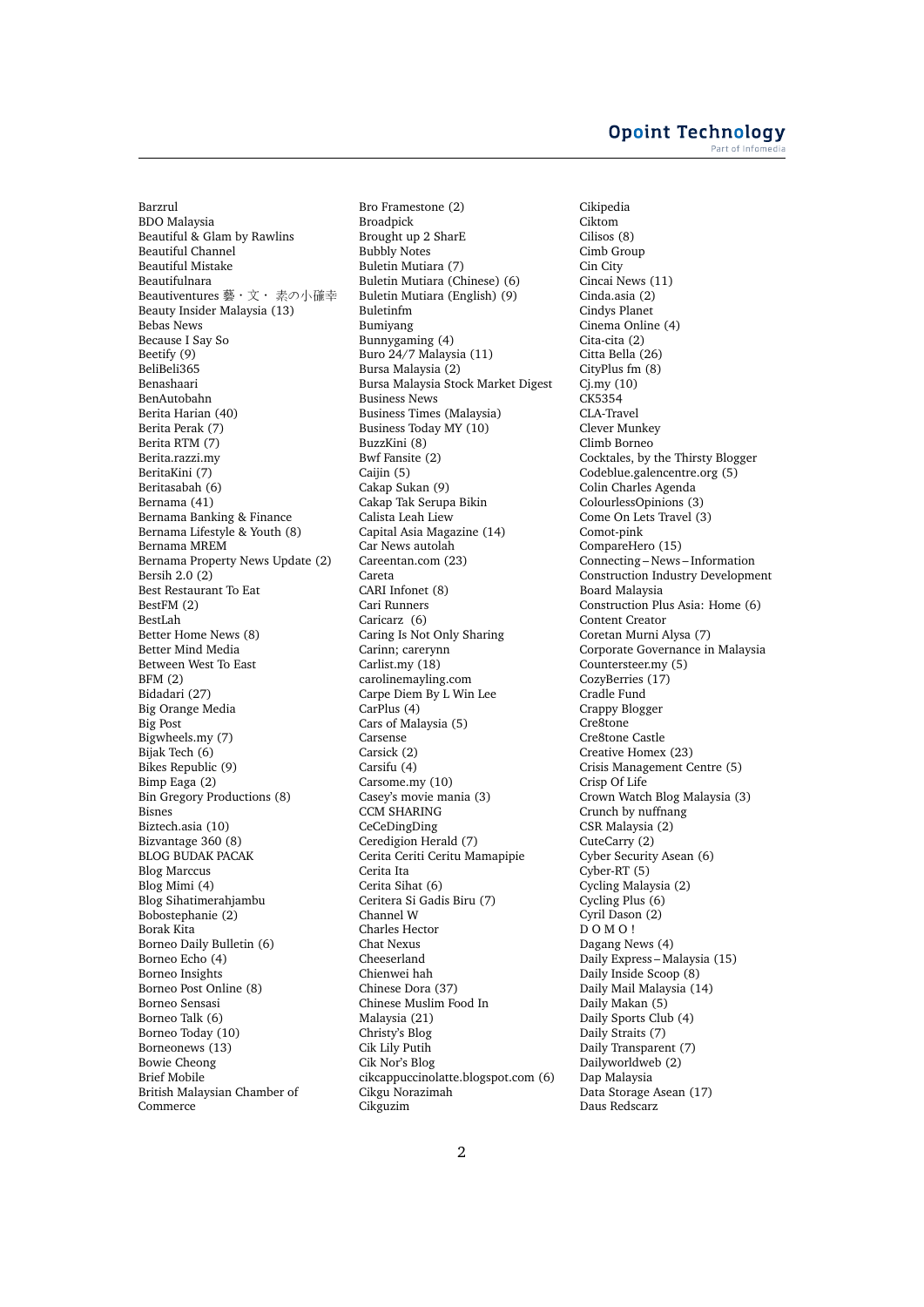Barzrul
BDO Malaysia
Beautiful & Glam by Rawlins
Beautiful Channel
Beautiful Mistake
Beautifulnara
Beautiventures 藝・文・ 素の小確幸
Beauty Insider Malaysia (13)
Bebas News
Because I Say So
Beetify (9)
BeliBeli365
Benashaari
BenAutobahn
Berita Harian (40)
Berita Perak (7)
Berita RTM (7)
Berita.razzi.my
BeritaKini (7)
Beritasabah (6)
Bernama (41)
Bernama Banking & Finance
Bernama Lifestyle & Youth (8)
Bernama MREM
Bernama Property News Update (2)
Bersih 2.0 (2)
Best Restaurant To Eat
BestFM (2)
BestLah
Better Home News (8)
Better Mind Media
Between West To East
BFM (2)
Bidadari (27)
Big Orange Media
Big Post
Bigwheels.my (7)
Bijak Tech (6)
Bikes Republic (9)
Bimp Eaga (2)
Bin Gregory Productions (8)
Bisnes
Biztech.asia (10)
Bizvantage 360 (8)
BLOG BUDAK PACAK
Blog Marccus
Blog Mimi (4)
Blog Sihatimerahjambu
Bobostephanie (2)
Borak Kita
Borneo Daily Bulletin (6)
Borneo Echo (4)
Borneo Insights
Borneo Post Online (8)
Borneo Sensasi
Borneo Talk (6)
Borneo Today (10)
Borneonews (13)
Bowie Cheong
Brief Mobile
British Malaysian Chamber of Commerce
Bro Framestone (2)
Broadpick
Brought up 2 SharE
Bubbly Notes
Buletin Mutiara (7)
Buletin Mutiara (Chinese) (6)
Buletin Mutiara (English) (9)
Buletinfm
Bumiyang
Bunnygaming (4)
Buro 24/7 Malaysia (11)
Bursa Malaysia (2)
Bursa Malaysia Stock Market Digest
Business News
Business Times (Malaysia)
Business Today MY (10)
BuzzKini (8)
Bwf Fansite (2)
Caijin (5)
Cakap Sukan (9)
Cakap Tak Serupa Bikin
Calista Leah Liew
Capital Asia Magazine (14)
Car News autolah
Careentan.com (23)
Careta
CARI Infonet (8)
Cari Runners
Caricarz (6)
Caring Is Not Only Sharing
Carinn; carerynn
Carlist.my (18)
carolinemayling.com
Carpe Diem By L Win Lee
CarPlus (4)
Cars of Malaysia (5)
Carsense
Carsick (2)
Carsifu (4)
Carsome.my (10)
Casey's movie mania (3)
CCM SHARING
CeCeDingDing
Ceredigion Herald (7)
Cerita Ceriti Ceritu Mamapipie
Cerita Ita
Cerita Sihat (6)
Ceritera Si Gadis Biru (7)
Channel W
Charles Hector
Chat Nexus
Cheeserland
Chienwei hah
Chinese Dora (37)
Chinese Muslim Food In Malaysia (21)
Christy's Blog
Cik Lily Putih
Cik Nor's Blog
cikcappuccinolatte.blogspot.com (6)
Cikgu Norazimah
Cikguzim
Cikipedia
Ciktom
Cilisos (8)
Cimb Group
Cin City
Cincai News (11)
Cinda.asia (2)
Cindys Planet
Cinema Online (4)
Cita-cita (2)
Citta Bella (26)
CityPlus fm (8)
Cj.my (10)
CK5354
CLA-Travel
Clever Munkey
Climb Borneo
Cocktales, by the Thirsty Blogger
Codeblue.galencentre.org (5)
Colin Charles Agenda
ColourlessOpinions (3)
Come On Lets Travel (3)
Comot-pink
CompareHero (15)
Connecting – News – Information
Construction Industry Development Board Malaysia
Construction Plus Asia: Home (6)
Content Creator
Coretan Murni Alysa (7)
Corporate Governance in Malaysia
Countersteer.my (5)
CozyBerries (17)
Cradle Fund
Crappy Blogger
Cre8tone
Cre8tone Castle
Creative Homex (23)
Crisis Management Centre (5)
Crisp Of Life
Crown Watch Blog Malaysia (3)
Crunch by nuffnang
CSR Malaysia (2)
CuteCarry (2)
Cyber Security Asean (6)
Cyber-RT (5)
Cycling Malaysia (2)
Cycling Plus (6)
Cyril Dason (2)
D O M O !
Dagang News (4)
Daily Express – Malaysia (15)
Daily Inside Scoop (8)
Daily Mail Malaysia (14)
Daily Makan (5)
Daily Sports Club (4)
Daily Straits (7)
Daily Transparent (7)
Dailyworldweb (2)
Dap Malaysia
Data Storage Asean (17)
Daus Redscarz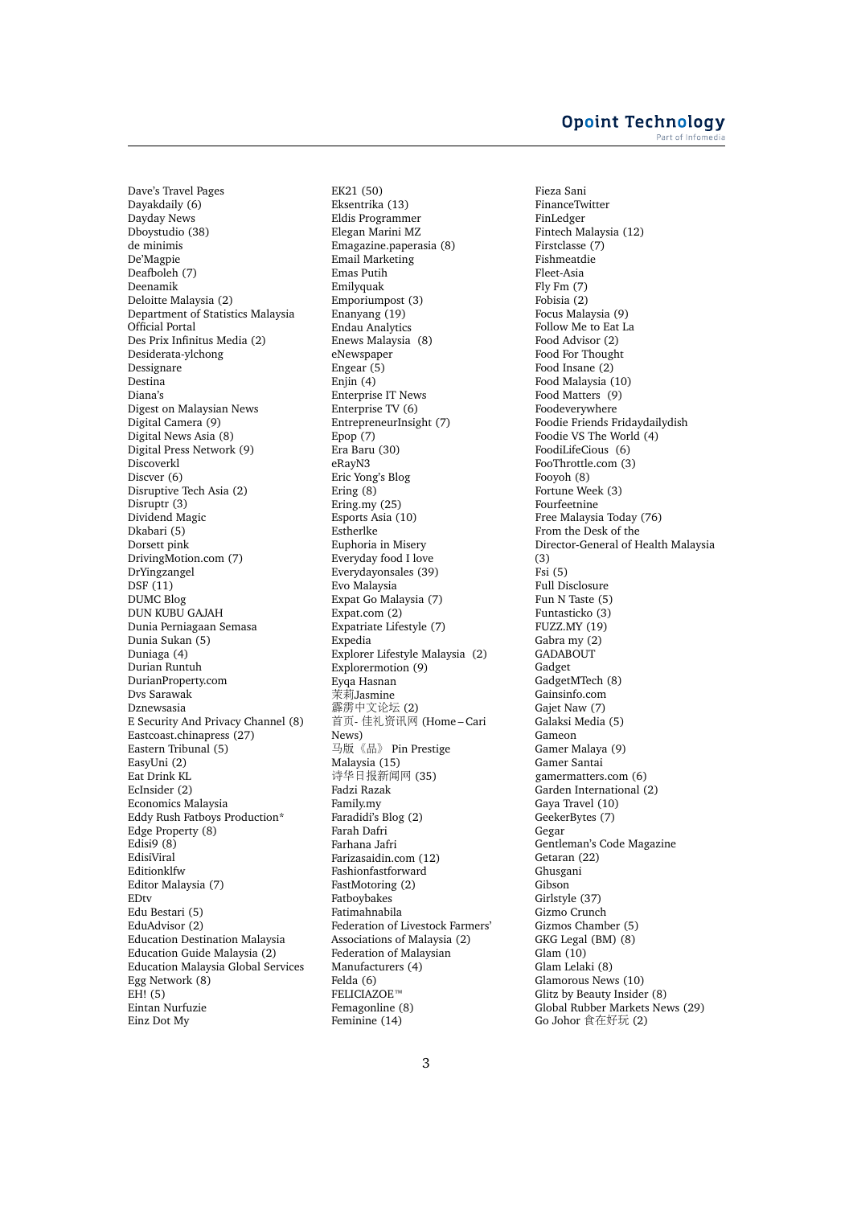Dave's Travel Pages
Dayakdaily (6)
Dayday News
Dboystudio (38)
de minimis
De'Magpie
Deafboleh (7)
Deenamik
Deloitte Malaysia (2)
Department of Statistics Malaysia Official Portal
Des Prix Infinitus Media (2)
Desiderata-ylchong
Dessignare
Destina
Diana's
Digest on Malaysian News
Digital Camera (9)
Digital News Asia (8)
Digital Press Network (9)
Discoverkl
Discver (6)
Disruptive Tech Asia (2)
Disruptr (3)
Dividend Magic
Dkabari (5)
Dorsett pink
DrivingMotion.com (7)
DrYingzangel
DSF (11)
DUMC Blog
DUN KUBU GAJAH
Dunia Perniagaan Semasa
Dunia Sukan (5)
Duniaga (4)
Durian Runtuh
DurianProperty.com
Dvs Sarawak
Dznewsasia
E Security And Privacy Channel (8)
Eastcoast.chinapress (27)
Eastern Tribunal (5)
EasyUni (2)
Eat Drink KL
EcInsider (2)
Economics Malaysia
Eddy Rush Fatboys Production*
Edge Property (8)
Edisi9 (8)
EdisiViral
Editionklfw
Editor Malaysia (7)
EDtv
Edu Bestari (5)
EduAdvisor (2)
Education Destination Malaysia
Education Guide Malaysia (2)
Education Malaysia Global Services
Egg Network (8)
EH! (5)
Eintan Nurfuzie
Einz Dot My
EK21 (50)
Eksentrika (13)
Eldis Programmer
Elegan Marini MZ
Emagazine.paperasia (8)
Email Marketing
Emas Putih
Emilyquak
Emporiumpost (3)
Enanyang (19)
Endau Analytics
Enews Malaysia (8)
eNewspaper
Engear (5)
Enjin (4)
Enterprise IT News
Enterprise TV (6)
EntrepreneurInsight (7)
Epop (7)
Era Baru (30)
eRayN3
Eric Yong's Blog
Ering (8)
Ering.my (25)
Esports Asia (10)
Estherlke
Euphoria in Misery
Everyday food I love
Everydayonsales (39)
Evo Malaysia
Expat Go Malaysia (7)
Expat.com (2)
Expatriate Lifestyle (7)
Expedia
Explorer Lifestyle Malaysia (2)
Explorermotion (9)
Eyqa Hasnan
茉莉Jasmine
霹雳中文论坛 (2)
首页- 佳礼资讯网 (Home – Cari News)
马版《品》 Pin Prestige Malaysia (15)
诗华日报新闻网 (35)
Fadzi Razak
Family.my
Faradidi's Blog (2)
Farah Dafri
Farhana Jafri
Farizasaidin.com (12)
Fashionfastforward
FastMotoring (2)
Fatboybakes
Fatimahnabila
Federation of Livestock Farmers' Associations of Malaysia (2)
Federation of Malaysian Manufacturers (4)
Felda (6)
FELICIAZOE™
Femagonline (8)
Feminine (14)
Fieza Sani
FinanceTwitter
FinLedger
Fintech Malaysia (12)
Firstclasse (7)
Fishmeatdie
Fleet-Asia
Fly Fm (7)
Fobisia (2)
Focus Malaysia (9)
Follow Me to Eat La
Food Advisor (2)
Food For Thought
Food Insane (2)
Food Malaysia (10)
Food Matters (9)
Foodeverywhere
Foodie Friends Fridaydailydish
Foodie VS The World (4)
FoodiLifeCious (6)
FooThrottle.com (3)
Fooyoh (8)
Fortune Week (3)
Fourfeetnine
Free Malaysia Today (76)
From the Desk of the Director-General of Health Malaysia (3)
Fsi (5)
Full Disclosure
Fun N Taste (5)
Funtasticko (3)
FUZZ.MY (19)
Gabra my (2)
GADABOUT
Gadget
GadgetMTech (8)
Gainsinfo.com
Gajet Naw (7)
Galaksi Media (5)
Gameon
Gamer Malaya (9)
Gamer Santai
gamermatters.com (6)
Garden International (2)
Gaya Travel (10)
GeekerBytes (7)
Gegar
Gentleman's Code Magazine
Getaran (22)
Ghusgani
Gibson
Girlstyle (37)
Gizmo Crunch
Gizmos Chamber (5)
GKG Legal (BM) (8)
Glam (10)
Glam Lelaki (8)
Glamorous News (10)
Glitz by Beauty Insider (8)
Global Rubber Markets News (29)
Go Johor 食在好玩 (2)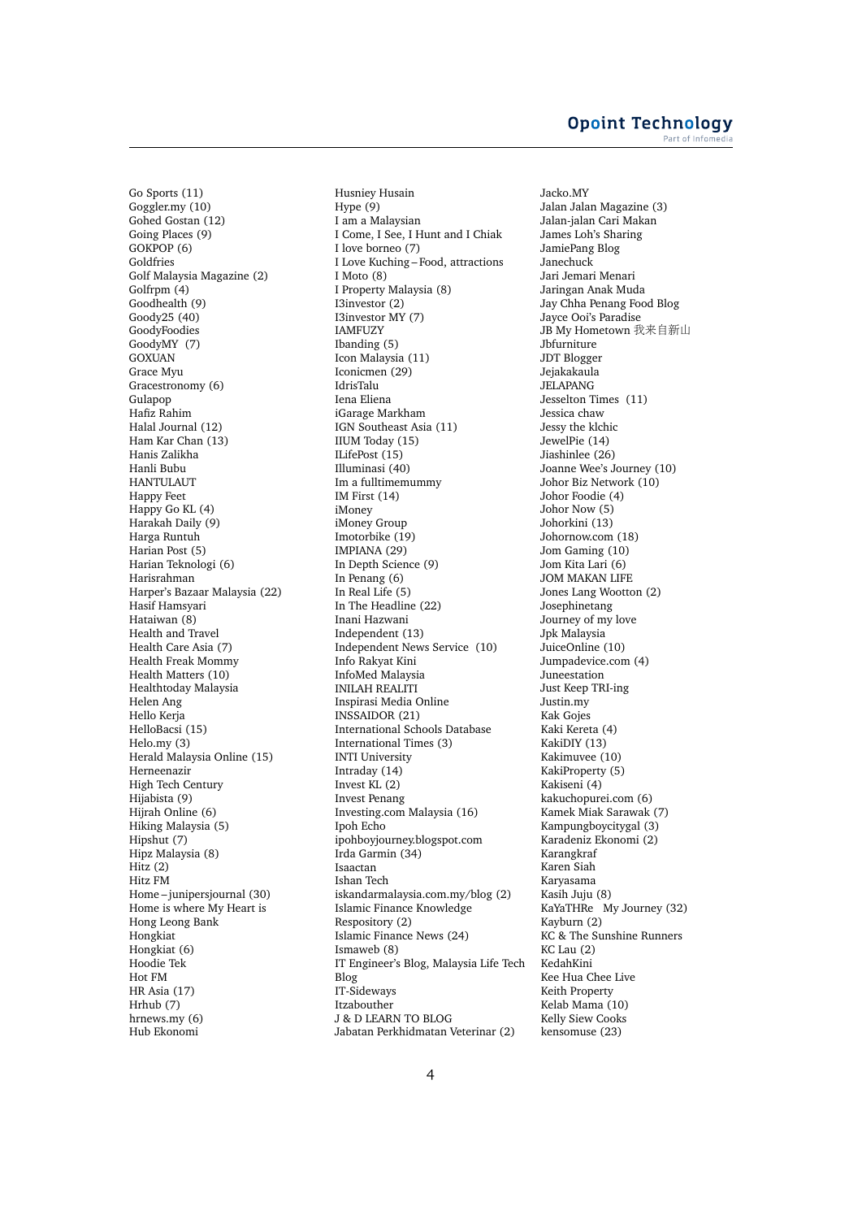Go Sports (11)
Goggler.my (10)
Gohed Gostan (12)
Going Places (9)
GOKPOP (6)
Goldfries
Golf Malaysia Magazine (2)
Golfrpm (4)
Goodhealth (9)
Goody25 (40)
GoodyFoodies
GoodyMY (7)
GOXUAN
Grace Myu
Gracestronomy (6)
Gulapop
Hafiz Rahim
Halal Journal (12)
Ham Kar Chan (13)
Hanis Zalikha
Hanli Bubu
HANTULAUT
Happy Feet
Happy Go KL (4)
Harakah Daily (9)
Harga Runtuh
Harian Post (5)
Harian Teknologi (6)
Harisrahman
Harper's Bazaar Malaysia (22)
Hasif Hamsyari
Hataiwan (8)
Health and Travel
Health Care Asia (7)
Health Freak Mommy
Health Matters (10)
Healthtoday Malaysia
Helen Ang
Hello Kerja
HelloBacsi (15)
Helo.my (3)
Herald Malaysia Online (15)
Herneenazir
High Tech Century
Hijabista (9)
Hijrah Online (6)
Hiking Malaysia (5)
Hipshut (7)
Hipz Malaysia (8)
Hitz (2)
Hitz FM
Home – junipersjournal (30)
Home is where My Heart is
Hong Leong Bank
Hongkiat
Hongkiat (6)
Hoodie Tek
Hot FM
HR Asia (17)
Hrhub (7)
hrnews.my (6)
Hub Ekonomi
Husniey Husain
Hype (9)
I am a Malaysian
I Come, I See, I Hunt and I Chiak
I love borneo (7)
I Love Kuching – Food, attractions
I Moto (8)
I Property Malaysia (8)
I3investor (2)
I3investor MY (7)
IAMFUZY
Ibanding (5)
Icon Malaysia (11)
Iconicmen (29)
IdrisTalu
Iena Eliena
iGarage Markham
IGN Southeast Asia (11)
IIUM Today (15)
ILifePost (15)
Illuminasi (40)
Im a fulltimemummy
IM First (14)
iMoney
iMoney Group
Imotorbike (19)
IMPIANA (29)
In Depth Science (9)
In Penang (6)
In Real Life (5)
In The Headline (22)
Inani Hazwani
Independent (13)
Independent News Service (10)
Info Rakyat Kini
InfoMed Malaysia
INILAH REALITI
Inspirasi Media Online
INSSAIDOR (21)
International Schools Database
International Times (3)
INTI University
Intraday (14)
Invest KL (2)
Invest Penang
Investing.com Malaysia (16)
Ipoh Echo
ipohboyjourney.blogspot.com
Irda Garmin (34)
Isaactan
Ishan Tech
iskandarmalaysia.com.my/blog (2)
Islamic Finance Knowledge Respository (2)
Islamic Finance News (24)
Ismaweb (8)
IT Engineer's Blog, Malaysia Life Tech Blog
IT-Sideways
Itzabouther
J & D LEARN TO BLOG
Jabatan Perkhidmatan Veterinar (2)
Jacko.MY
Jalan Jalan Magazine (3)
Jalan-jalan Cari Makan
James Loh's Sharing
JamiePang Blog
Janechuck
Jari Jemari Menari
Jaringan Anak Muda
Jay Chha Penang Food Blog
Jayce Ooi's Paradise
JB My Hometown 我来自新山
Jbfurniture
JDT Blogger
Jejakakaula
JELAPANG
Jesselton Times (11)
Jessica chaw
Jessy the klchic
JewelPie (14)
Jiashinlee (26)
Joanne Wee's Journey (10)
Johor Biz Network (10)
Johor Foodie (4)
Johor Now (5)
Johorkini (13)
Johornow.com (18)
Jom Gaming (10)
Jom Kita Lari (6)
JOM MAKAN LIFE
Jones Lang Wootton (2)
Josephinetang
Journey of my love
Jpk Malaysia
JuiceOnline (10)
Jumpadevice.com (4)
Juneestation
Just Keep TRI-ing
Justin.my
Kak Gojes
Kaki Kereta (4)
KakiDIY (13)
Kakimuvee (10)
KakiProperty (5)
Kakiseni (4)
kakuchopurei.com (6)
Kamek Miak Sarawak (7)
Kampungboycitygal (3)
Karadeniz Ekonomi (2)
Karangkraf
Karen Siah
Karyasama
Kasih Juju (8)
KaYaTHRe My Journey (32)
Kayburn (2)
KC & The Sunshine Runners
KC Lau (2)
KedahKini
Kee Hua Chee Live
Keith Property
Kelab Mama (10)
Kelly Siew Cooks
kensomuse (23)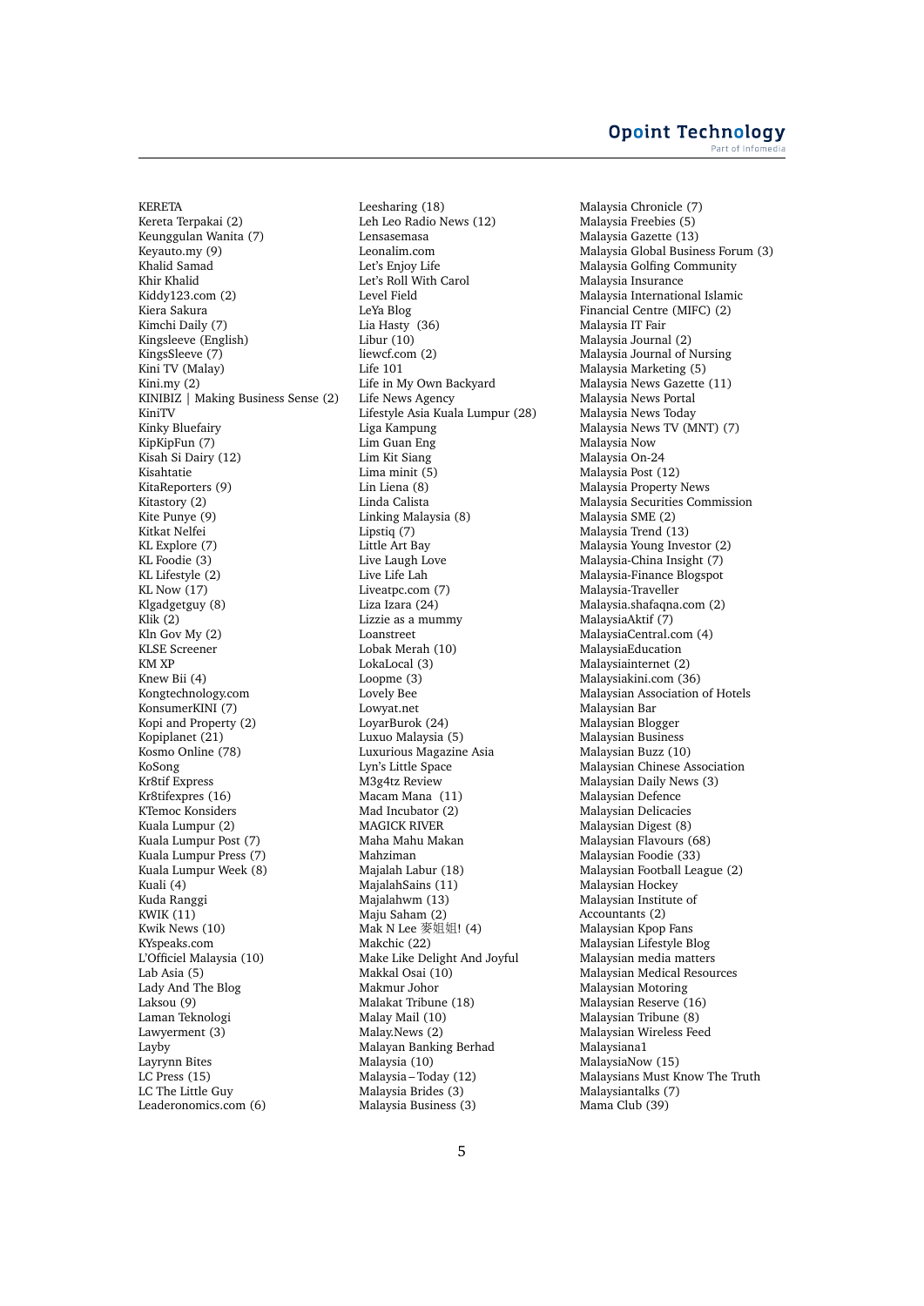KERETA
Kereta Terpakai (2)
Keunggulan Wanita (7)
Keyauto.my (9)
Khalid Samad
Khir Khalid
Kiddy123.com (2)
Kiera Sakura
Kimchi Daily (7)
Kingsleeve (English)
KingsSleeve (7)
Kini TV (Malay)
Kini.my (2)
KINIBIZ | Making Business Sense (2)
KiniTV
Kinky Bluefairy
KipKipFun (7)
Kisah Si Dairy (12)
Kisahtatie
KitaReporters (9)
Kitastory (2)
Kite Punye (9)
Kitkat Nelfei
KL Explore (7)
KL Foodie (3)
KL Lifestyle (2)
KL Now (17)
Klgadgetguy (8)
Klik (2)
Kln Gov My (2)
KLSE Screener
KM XP
Knew Bii (4)
Kongtechnology.com
KonsumerKINI (7)
Kopi and Property (2)
Kopiplanet (21)
Kosmo Online (78)
KoSong
Kr8tif Express
Kr8tifexpres (16)
KTemoc Konsiders
Kuala Lumpur (2)
Kuala Lumpur Post (7)
Kuala Lumpur Press (7)
Kuala Lumpur Week (8)
Kuali (4)
Kuda Ranggi
KWIK (11)
Kwik News (10)
KYspeaks.com
L'Officiel Malaysia (10)
Lab Asia (5)
Lady And The Blog
Laksou (9)
Laman Teknologi
Lawyerment (3)
Layby
Layrynn Bites
LC Press (15)
LC The Little Guy
Leaderonomics.com (6)
Leesharing (18)
Leh Leo Radio News (12)
Lensasemasa
Leonalim.com
Let's Enjoy Life
Let's Roll With Carol
Level Field
LeYa Blog
Lia Hasty (36)
Libur (10)
liewcf.com (2)
Life 101
Life in My Own Backyard
Life News Agency
Lifestyle Asia Kuala Lumpur (28)
Liga Kampung
Lim Guan Eng
Lim Kit Siang
Lima minit (5)
Lin Liena (8)
Linda Calista
Linking Malaysia (8)
Lipstiq (7)
Little Art Bay
Live Laugh Love
Live Life Lah
Liveatpc.com (7)
Liza Izara (24)
Lizzie as a mummy
Loanstreet
Lobak Merah (10)
LokaLocal (3)
Loopme (3)
Lovely Bee
Lowyat.net
LoyarBurok (24)
Luxuo Malaysia (5)
Luxurious Magazine Asia
Lyn's Little Space
M3g4tz Review
Macam Mana (11)
Mad Incubator (2)
MAGICK RIVER
Maha Mahu Makan
Mahziman
Majalah Labur (18)
MajalahSains (11)
Majalahwm (13)
Maju Saham (2)
Mak N Lee 麥姐姐! (4)
Makchic (22)
Make Like Delight And Joyful
Makkal Osai (10)
Makmur Johor
Malakat Tribune (18)
Malay Mail (10)
Malay.News (2)
Malayan Banking Berhad
Malaysia (10)
Malaysia – Today (12)
Malaysia Brides (3)
Malaysia Business (3)
Malaysia Chronicle (7)
Malaysia Freebies (5)
Malaysia Gazette (13)
Malaysia Global Business Forum (3)
Malaysia Golfing Community
Malaysia Insurance
Malaysia International Islamic Financial Centre (MIFC) (2)
Malaysia IT Fair
Malaysia Journal (2)
Malaysia Journal of Nursing
Malaysia Marketing (5)
Malaysia News Gazette (11)
Malaysia News Portal
Malaysia News Today
Malaysia News TV (MNT) (7)
Malaysia Now
Malaysia On-24
Malaysia Post (12)
Malaysia Property News
Malaysia Securities Commission
Malaysia SME (2)
Malaysia Trend (13)
Malaysia Young Investor (2)
Malaysia-China Insight (7)
Malaysia-Finance Blogspot
Malaysia-Traveller
Malaysia.shafaqna.com (2)
MalaysiaAktif (7)
MalaysiaCentral.com (4)
MalaysiaEducation
Malaysiainternet (2)
Malaysiakini.com (36)
Malaysian Association of Hotels
Malaysian Bar
Malaysian Blogger
Malaysian Business
Malaysian Buzz (10)
Malaysian Chinese Association
Malaysian Daily News (3)
Malaysian Defence
Malaysian Delicacies
Malaysian Digest (8)
Malaysian Flavours (68)
Malaysian Foodie (33)
Malaysian Football League (2)
Malaysian Hockey
Malaysian Institute of Accountants (2)
Malaysian Kpop Fans
Malaysian Lifestyle Blog
Malaysian media matters
Malaysian Medical Resources
Malaysian Motoring
Malaysian Reserve (16)
Malaysian Tribune (8)
Malaysian Wireless Feed
Malaysiana1
MalaysiaNow (15)
Malaysians Must Know The Truth
Malaysiantalks (7)
Mama Club (39)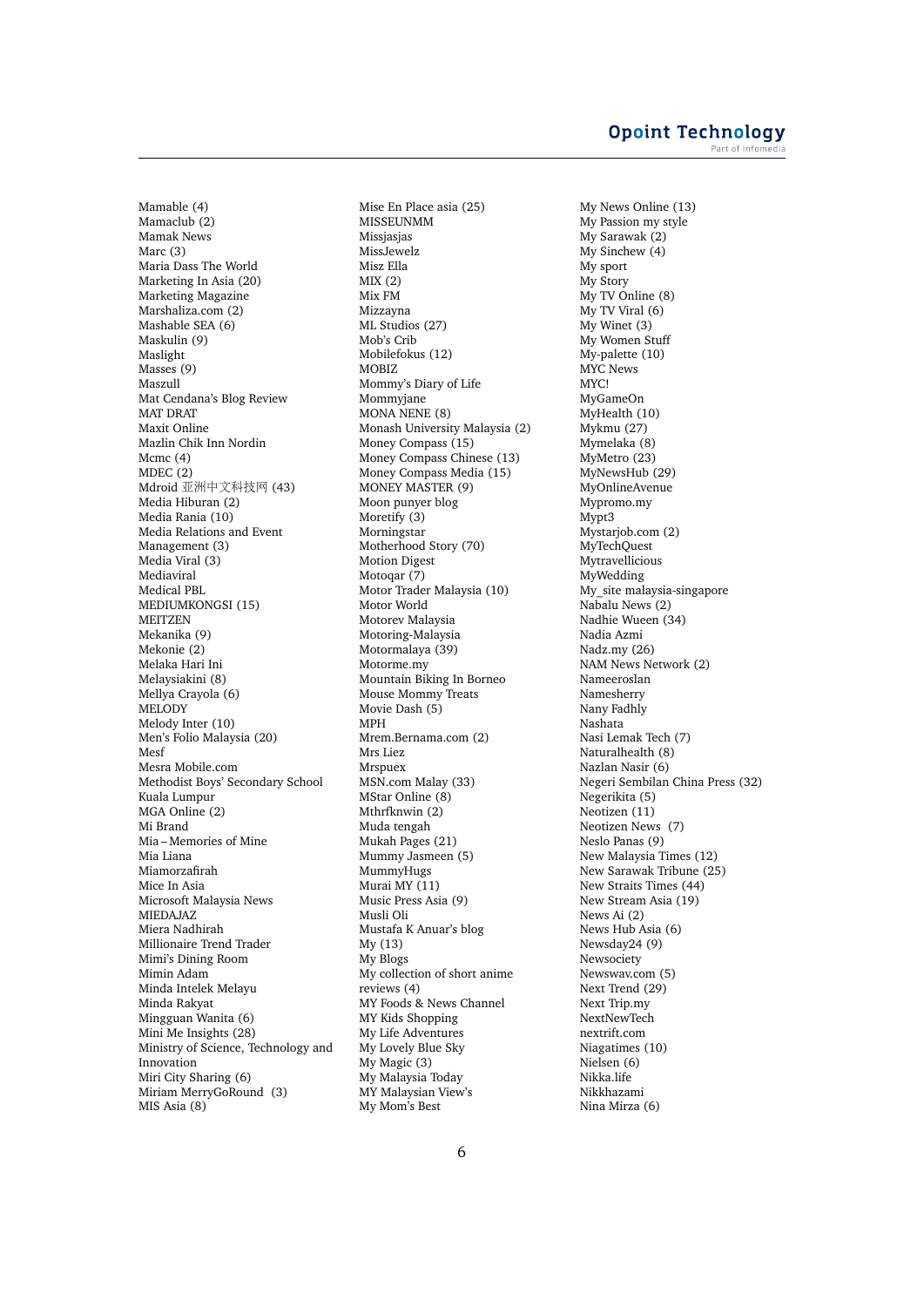Mamable (4)
Mamaclub (2)
Mamak News
Marc (3)
Maria Dass The World
Marketing In Asia (20)
Marketing Magazine
Marshaliza.com (2)
Mashable SEA (6)
Maskulin (9)
Maslight
Masses (9)
Maszull
Mat Cendana's Blog Review
MAT DRAT
Maxit Online
Mazlin Chik Inn Nordin
Mcmc (4)
MDEC (2)
Mdroid 亚洲中文科技网 (43)
Media Hiburan (2)
Media Rania (10)
Media Relations and Event Management (3)
Media Viral (3)
Mediaviral
Medical PBL
MEDIUMKONGSI (15)
MEITZEN
Mekanika (9)
Mekonie (2)
Melaka Hari Ini
Melaysiakini (8)
Mellya Crayola (6)
MELODY
Melody Inter (10)
Men's Folio Malaysia (20)
Mesf
Mesra Mobile.com
Methodist Boys' Secondary School Kuala Lumpur
MGA Online (2)
Mi Brand
Mia – Memories of Mine
Mia Liana
Miamorzafirah
Mice In Asia
Microsoft Malaysia News
MIEDAJAZ
Miera Nadhirah
Millionaire Trend Trader
Mimi's Dining Room
Mimin Adam
Minda Intelek Melayu
Minda Rakyat
Mingguan Wanita (6)
Mini Me Insights (28)
Ministry of Science, Technology and Innovation
Miri City Sharing (6)
Miriam MerryGoRound (3)
MIS Asia (8)
Mise En Place asia (25)
MISSEUNMM
Missjasjas
MissJewelz
Misz Ella
MIX (2)
Mix FM
Mizzayna
ML Studios (27)
Mob's Crib
Mobilefokus (12)
MOBIZ
Mommy's Diary of Life
Mommyjane
MONA NENE (8)
Monash University Malaysia (2)
Money Compass (15)
Money Compass Chinese (13)
Money Compass Media (15)
MONEY MASTER (9)
Moon punyer blog
Moretify (3)
Morningstar
Motherhood Story (70)
Motion Digest
Motoqar (7)
Motor Trader Malaysia (10)
Motor World
Motorev Malaysia
Motoring-Malaysia
Motormalaya (39)
Motorme.my
Mountain Biking In Borneo
Mouse Mommy Treats
Movie Dash (5)
MPH
Mrem.Bernama.com (2)
Mrs Liez
Mrspuex
MSN.com Malay (33)
MStar Online (8)
Mthrfknwin (2)
Muda tengah
Mukah Pages (21)
Mummy Jasmeen (5)
MummyHugs
Murai MY (11)
Music Press Asia (9)
Musli Oli
Mustafa K Anuar's blog
My (13)
My Blogs
My collection of short anime reviews (4)
MY Foods & News Channel
MY Kids Shopping
My Life Adventures
My Lovely Blue Sky
My Magic (3)
My Malaysia Today
MY Malaysian View's
My Mom's Best
My News Online (13)
My Passion my style
My Sarawak (2)
My Sinchew (4)
My sport
My Story
My TV Online (8)
My TV Viral (6)
My Winet (3)
My Women Stuff
My-palette (10)
MYC News
MYC!
MyGameOn
MyHealth (10)
Mykmu (27)
Mymelaka (8)
MyMetro (23)
MyNewsHub (29)
MyOnlineAvenue
Mypromo.my
Mypt3
Mystarjob.com (2)
MyTechQuest
Mytravellicious
MyWedding
My_site malaysia-singapore
Nabalu News (2)
Nadhie Wueen (34)
Nadia Azmi
Nadz.my (26)
NAM News Network (2)
Nameeroslan
Namesherry
Nany Fadhly
Nashata
Nasi Lemak Tech (7)
Naturalhealth (8)
Nazlan Nasir (6)
Negeri Sembilan China Press (32)
Negerikita (5)
Neotizen (11)
Neotizen News (7)
Neslo Panas (9)
New Malaysia Times (12)
New Sarawak Tribune (25)
New Straits Times (44)
New Stream Asia (19)
News Ai (2)
News Hub Asia (6)
Newsday24 (9)
Newsociety
Newswav.com (5)
Next Trend (29)
Next Trip.my
NextNewTech
nextrift.com
Niagatimes (10)
Nielsen (6)
Nikka.life
Nikkhazami
Nina Mirza (6)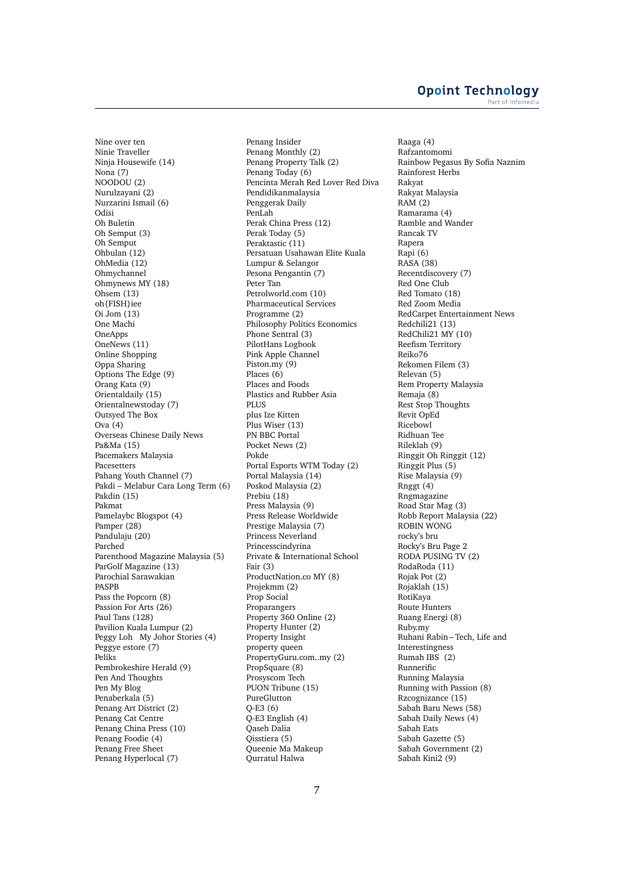Nine over ten
Ninie Traveller
Ninja Housewife (14)
Nona (7)
NOODOU (2)
Nurulzayani (2)
Nurzarini Ismail (6)
Odisi
Oh Buletin
Oh Semput (3)
Oh Semput
Ohbulan (12)
OhMedia (12)
Ohmychannel
Ohmynews MY (18)
Ohsem (13)
oh{FISH}iee
Oi Jom (13)
One Machi
OneApps
OneNews (11)
Online Shopping
Oppa Sharing
Options The Edge (9)
Orang Kata (9)
Orientaldaily (15)
Orientalnewstoday (7)
Outsyed The Box
Ova (4)
Overseas Chinese Daily News
Pa&Ma (15)
Pacemakers Malaysia
Pacesetters
Pahang Youth Channel (7)
Pakdi – Melabur Cara Long Term (6)
Pakdin (15)
Pakmat
Pamelaybc Blogspot (4)
Pamper (28)
Pandulaju (20)
Parched
Parenthood Magazine Malaysia (5)
ParGolf Magazine (13)
Parochial Sarawakian
PASPB
Pass the Popcorn (8)
Passion For Arts (26)
Paul Tans (128)
Pavilion Kuala Lumpur (2)
Peggy Loh My Johor Stories (4)
Peggye estore (7)
Peliks
Pembrokeshire Herald (9)
Pen And Thoughts
Pen My Blog
Penaberkala (5)
Penang Art District (2)
Penang Cat Centre
Penang China Press (10)
Penang Foodie (4)
Penang Free Sheet
Penang Hyperlocal (7)
Penang Insider
Penang Monthly (2)
Penang Property Talk (2)
Penang Today (6)
Pencinta Merah Red Lover Red Diva
Pendidikanmalaysia
Penggerak Daily
PenLah
Perak China Press (12)
Perak Today (5)
Peraktastic (11)
Persatuan Usahawan Elite Kuala Lumpur & Selangor
Pesona Pengantin (7)
Peter Tan
Petrolworld.com (10)
Pharmaceutical Services Programme (2)
Philosophy Politics Economics
Phone Sentral (3)
PilotHans Logbook
Pink Apple Channel
Piston.my (9)
Places (6)
Places and Foods
Plastics and Rubber Asia
PLUS
plus Ize Kitten
Plus Wiser (13)
PN BBC Portal
Pocket News (2)
Pokde
Portal Esports WTM Today (2)
Portal Malaysia (14)
Poskod Malaysia (2)
Prebiu (18)
Press Malaysia (9)
Press Release Worldwide
Prestige Malaysia (7)
Princess Neverland
Princesscindyrina
Private & International School Fair (3)
ProductNation.co MY (8)
Projekmm (2)
Prop Social
Proparangers
Property 360 Online (2)
Property Hunter (2)
Property Insight
property queen
PropertyGuru.com..my (2)
PropSquare (8)
Prosyscom Tech
PUON Tribune (15)
PureGlutton
Q-E3 (6)
Q-E3 English (4)
Qaseh Dalia
Qisstiera (5)
Queenie Ma Makeup
Qurratul Halwa
Raaga (4)
Rafzantomomi
Rainbow Pegasus By Sofia Naznim
Rainforest Herbs
Rakyat
Rakyat Malaysia
RAM (2)
Ramarama (4)
Ramble and Wander
Rancak TV
Rapera
Rapi (6)
RASA (38)
Recentdiscovery (7)
Red One Club
Red Tomato (18)
Red Zoom Media
RedCarpet Entertainment News
Redchili21 (13)
RedChili21 MY (10)
Reefism Territory
Reiko76
Rekomen Filem (3)
Relevan (5)
Rem Property Malaysia
Remaja (8)
Rest Stop Thoughts
Revit OpEd
Ricebowl
Ridhuan Tee
Rileklah (9)
Ringgit Oh Ringgit (12)
Ringgit Plus (5)
Rise Malaysia (9)
Rnggt (4)
Rngmagazine
Road Star Mag (3)
Robb Report Malaysia (22)
ROBIN WONG
rocky's bru
Rocky's Bru Page 2
RODA PUSING TV (2)
RodaRoda (11)
Rojak Pot (2)
Rojaklah (15)
RotiKaya
Route Hunters
Ruang Energi (8)
Ruby.my
Ruhani Rabin – Tech, Life and Interestingness
Rumah IBS (2)
Runnerific
Running Malaysia
Running with Passion (8)
Rzcognizance (15)
Sabah Baru News (58)
Sabah Daily News (4)
Sabah Eats
Sabah Gazette (5)
Sabah Government (2)
Sabah Kini2 (9)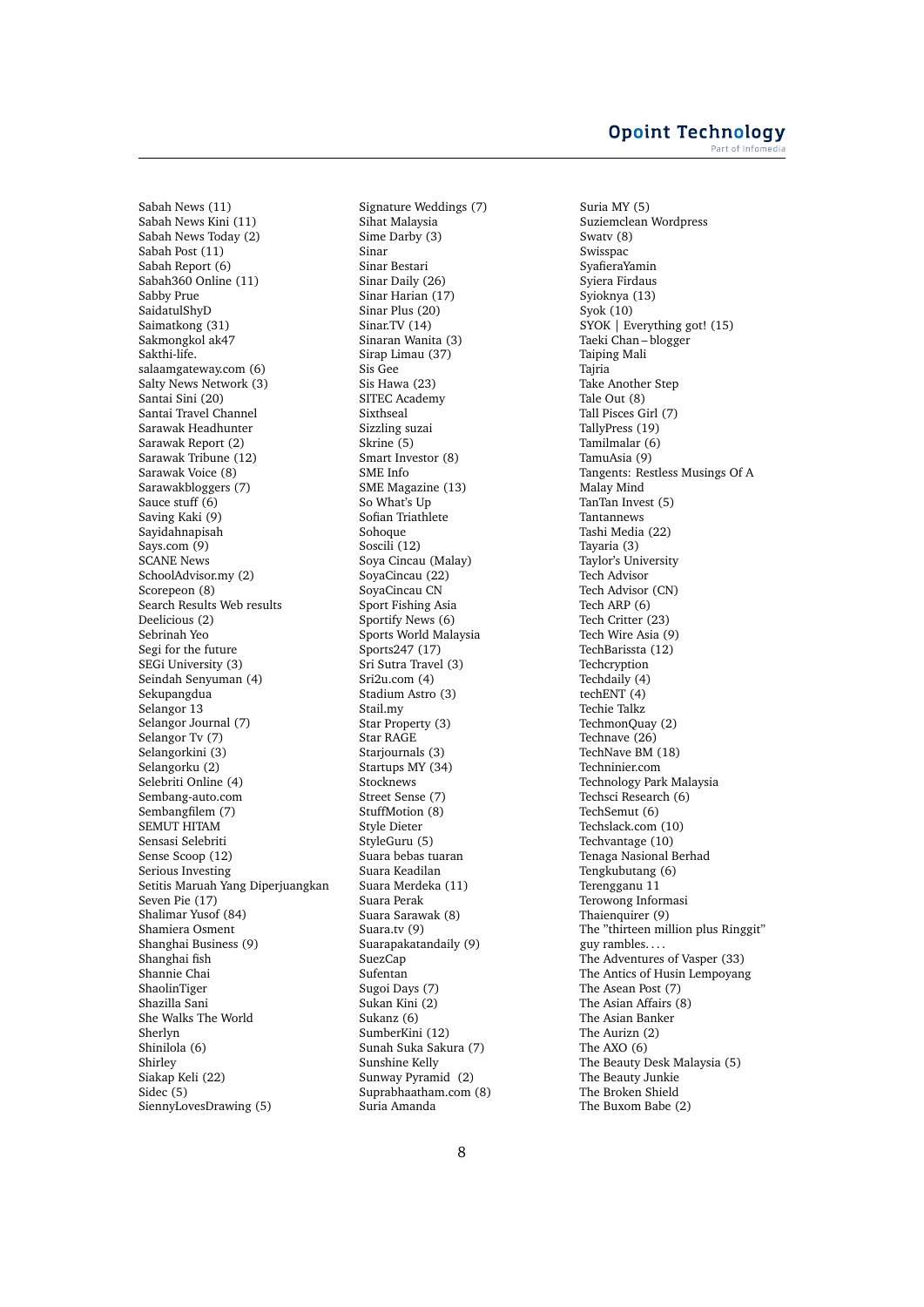Sabah News (11)
Sabah News Kini (11)
Sabah News Today (2)
Sabah Post (11)
Sabah Report (6)
Sabah360 Online (11)
Sabby Prue
SaidatulShyD
Saimatkong (31)
Sakmongkol ak47
Sakthi-life.
salaamgateway.com (6)
Salty News Network (3)
Santai Sini (20)
Santai Travel Channel
Sarawak Headhunter
Sarawak Report (2)
Sarawak Tribune (12)
Sarawak Voice (8)
Sarawakbloggers (7)
Sauce stuff (6)
Saving Kaki (9)
Sayidahnapisah
Says.com (9)
SCANE News
SchoolAdvisor.my (2)
Scorepeon (8)
Search Results Web results
Deelicious (2)
Sebrinah Yeo
Segi for the future
SEGi University (3)
Seindah Senyuman (4)
Sekupangdua
Selangor 13
Selangor Journal (7)
Selangor Tv (7)
Selangorkini (3)
Selangorku (2)
Selebriti Online (4)
Sembang-auto.com
Sembangfilem (7)
SEMUT HITAM
Sensasi Selebriti
Sense Scoop (12)
Serious Investing
Setitis Maruah Yang Diperjuangkan
Seven Pie (17)
Shalimar Yusof (84)
Shamiera Osment
Shanghai Business (9)
Shanghai fish
Shannie Chai
ShaolinTiger
Shazilla Sani
She Walks The World
Sherlyn
Shinilola (6)
Shirley
Siakap Keli (22)
Sidec (5)
SiennyLovesDrawing (5)
Signature Weddings (7)
Sihat Malaysia
Sime Darby (3)
Sinar
Sinar Bestari
Sinar Daily (26)
Sinar Harian (17)
Sinar Plus (20)
Sinar.TV (14)
Sinaran Wanita (3)
Sirap Limau (37)
Sis Gee
Sis Hawa (23)
SITEC Academy
Sixthseal
Sizzling suzai
Skrine (5)
Smart Investor (8)
SME Info
SME Magazine (13)
So What's Up
Sofian Triathlete
Sohoque
Soscili (12)
Soya Cincau (Malay)
SoyaCincau (22)
SoyaCincau CN
Sport Fishing Asia
Sportify News (6)
Sports World Malaysia
Sports247 (17)
Sri Sutra Travel (3)
Sri2u.com (4)
Stadium Astro (3)
Stail.my
Star Property (3)
Star RAGE
Starjournals (3)
Startups MY (34)
Stocknews
Street Sense (7)
StuffMotion (8)
Style Dieter
StyleGuru (5)
Suara bebas tuaran
Suara Keadilan
Suara Merdeka (11)
Suara Perak
Suara Sarawak (8)
Suara.tv (9)
Suarapakatandaily (9)
SuezCap
Sufentan
Sugoi Days (7)
Sukan Kini (2)
Sukanz (6)
SumberKini (12)
Sunah Suka Sakura (7)
Sunshine Kelly
Sunway Pyramid (2)
Suprabhaatham.com (8)
Suria Amanda
Suria MY (5)
Suziemclean Wordpress
Swatv (8)
Swisspac
SyafieraYamin
Syiera Firdaus
Syioknya (13)
Syok (10)
SYOK | Everything got! (15)
Taeki Chan – blogger
Taiping Mali
Tajria
Take Another Step
Tale Out (8)
Tall Pisces Girl (7)
TallyPress (19)
Tamilmalar (6)
TamuAsia (9)
Tangents: Restless Musings Of A Malay Mind
TanTan Invest (5)
Tantannews
Tashi Media (22)
Tayaria (3)
Taylor's University
Tech Advisor
Tech Advisor (CN)
Tech ARP (6)
Tech Critter (23)
Tech Wire Asia (9)
TechBarissta (12)
Techcryption
Techdaily (4)
techENT (4)
Techie Talkz
TechmonQuay (2)
Technave (26)
TechNave BM (18)
Techninier.com
Technology Park Malaysia
Techsci Research (6)
TechSemut (6)
Techslack.com (10)
Techvantage (10)
Tenaga Nasional Berhad
Tengkubutang (6)
Terengganu 11
Terowong Informasi
Thaienquirer (9)
The "thirteen million plus Ringgit" guy rambles. . . .
The Adventures of Vasper (33)
The Antics of Husin Lempoyang
The Asean Post (7)
The Asian Affairs (8)
The Asian Banker
The Aurizn (2)
The AXO (6)
The Beauty Desk Malaysia (5)
The Beauty Junkie
The Broken Shield
The Buxom Babe (2)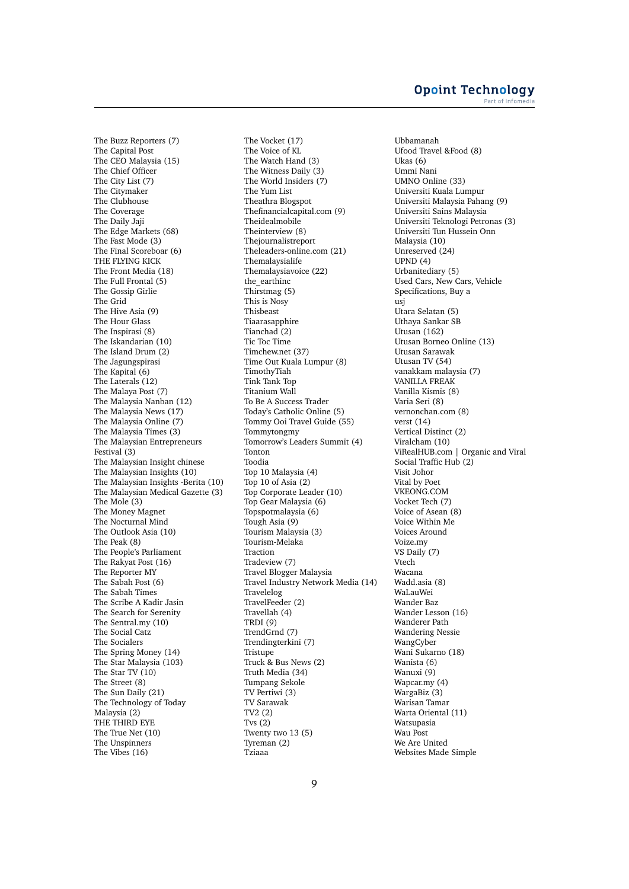The Buzz Reporters (7)
The Capital Post
The CEO Malaysia (15)
The Chief Officer
The City List (7)
The Citymaker
The Clubhouse
The Coverage
The Daily Jaji
The Edge Markets (68)
The Fast Mode (3)
The Final Scoreboar (6)
THE FLYING KICK
The Front Media (18)
The Full Frontal (5)
The Gossip Girlie
The Grid
The Hive Asia (9)
The Hour Glass
The Inspirasi (8)
The Iskandarian (10)
The Island Drum (2)
The Jagungspirasi
The Kapital (6)
The Laterals (12)
The Malaya Post (7)
The Malaysia Nanban (12)
The Malaysia News (17)
The Malaysia Online (7)
The Malaysia Times (3)
The Malaysian Entrepreneurs Festival (3)
The Malaysian Insight chinese
The Malaysian Insights (10)
The Malaysian Insights -Berita (10)
The Malaysian Medical Gazette (3)
The Mole (3)
The Money Magnet
The Nocturnal Mind
The Outlook Asia (10)
The Peak (8)
The People's Parliament
The Rakyat Post (16)
The Reporter MY
The Sabah Post (6)
The Sabah Times
The Scribe A Kadir Jasin
The Search for Serenity
The Sentral.my (10)
The Social Catz
The Socialers
The Spring Money (14)
The Star Malaysia (103)
The Star TV (10)
The Street (8)
The Sun Daily (21)
The Technology of Today Malaysia (2)
THE THIRD EYE
The True Net (10)
The Unspinners
The Vibes (16)
The Vocket (17)
The Voice of KL
The Watch Hand (3)
The Witness Daily (3)
The World Insiders (7)
The Yum List
Theathra Blogspot
Thefinancialcapital.com (9)
Theidealmobile
Theinterview (8)
Thejournalistreport
Theleaders-online.com (21)
Themalaysialife
Themalaysiavoice (22)
the_earthinc
Thirstmag (5)
This is Nosy
Thisbeast
Tiaarasapphire
Tianchad (2)
Tic Toc Time
Timchew.net (37)
Time Out Kuala Lumpur (8)
TimothyTiah
Tink Tank Top
Titanium Wall
To Be A Success Trader
Today's Catholic Online (5)
Tommy Ooi Travel Guide (55)
Tommytongmy
Tomorrow's Leaders Summit (4)
Tonton
Toodia
Top 10 Malaysia (4)
Top 10 of Asia (2)
Top Corporate Leader (10)
Top Gear Malaysia (6)
Topspotmalaysia (6)
Tough Asia (9)
Tourism Malaysia (3)
Tourism-Melaka
Traction
Tradeview (7)
Travel Blogger Malaysia
Travel Industry Network Media (14)
Travelelog
TravelFeeder (2)
Travellah (4)
TRDI (9)
TrendGrnd (7)
Trendingterkini (7)
Tristupe
Truck & Bus News (2)
Truth Media (34)
Tumpang Sekole
TV Pertiwi (3)
TV Sarawak
TV2 (2)
Tvs (2)
Twenty two 13 (5)
Tyreman (2)
Tziaaa
Ubbamanah
Ufood Travel &Food (8)
Ukas (6)
Ummi Nani
UMNO Online (33)
Universiti Kuala Lumpur
Universiti Malaysia Pahang (9)
Universiti Sains Malaysia
Universiti Teknologi Petronas (3)
Universiti Tun Hussein Onn Malaysia (10)
Unreserved (24)
UPND (4)
Urbanitediary (5)
Used Cars, New Cars, Vehicle Specifications, Buy a
usj
Utara Selatan (5)
Uthaya Sankar SB
Utusan (162)
Utusan Borneo Online (13)
Utusan Sarawak
Utusan TV (54)
vanakkam malaysia (7)
VANILLA FREAK
Vanilla Kismis (8)
Varia Seri (8)
vernonchan.com (8)
verst (14)
Vertical Distinct (2)
Viralcham (10)
ViRealHUB.com | Organic and Viral Social Traffic Hub (2)
Visit Johor
Vital by Poet
VKEONG.COM
Vocket Tech (7)
Voice of Asean (8)
Voice Within Me
Voices Around
Voize.my
VS Daily (7)
Vtech
Wacana
Wadd.asia (8)
WaLauWei
Wander Baz
Wander Lesson (16)
Wanderer Path
Wandering Nessie
WangCyber
Wani Sukarno (18)
Wanista (6)
Wanuxi (9)
Wapcar.my (4)
WargaBiz (3)
Warisan Tamar
Warta Oriental (11)
Watsupasia
Wau Post
We Are United
Websites Made Simple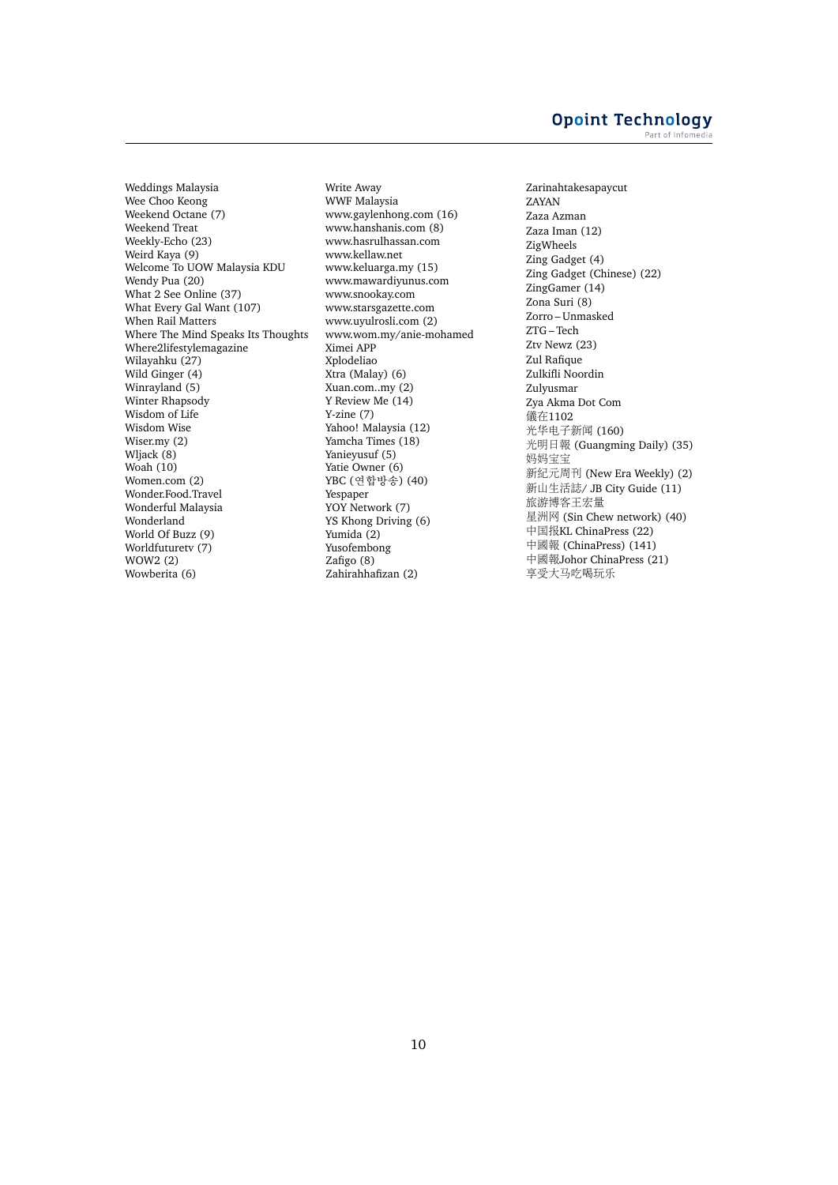Weddings Malaysia
Wee Choo Keong
Weekend Octane (7)
Weekend Treat
Weekly-Echo (23)
Weird Kaya (9)
Welcome To UOW Malaysia KDU
Wendy Pua (20)
What 2 See Online (37)
What Every Gal Want (107)
When Rail Matters
Where The Mind Speaks Its Thoughts
Where2lifestylemagazine
Wilayahku (27)
Wild Ginger (4)
Winrayland (5)
Winter Rhapsody
Wisdom of Life
Wisdom Wise
Wiser.my (2)
Wljack (8)
Woah (10)
Women.com (2)
Wonder.Food.Travel
Wonderful Malaysia
Wonderland
World Of Buzz (9)
Worldfuturetv (7)
WOW2 (2)
Wowberita (6)
Write Away
WWF Malaysia
www.gaylenhong.com (16)
www.hanshanis.com (8)
www.hasrulhassan.com
www.kellaw.net
www.keluarga.my (15)
www.mawardiyunus.com
www.snookay.com
www.starsgazette.com
www.uyulrosli.com (2)
www.wom.my/anie-mohamed
Ximei APP
Xplodeliao
Xtra (Malay) (6)
Xuan.com..my (2)
Y Review Me (14)
Y-zine (7)
Yahoo! Malaysia (12)
Yamcha Times (18)
Yanieyusuf (5)
Yatie Owner (6)
YBC (연합방송) (40)
Yespaper
YOY Network (7)
YS Khong Driving (6)
Yumida (2)
Yusofembong
Zafigo (8)
Zahirahhafizan (2)
Zarinahtakesapaycut
ZAYAN
Zaza Azman
Zaza Iman (12)
ZigWheels
Zing Gadget (4)
Zing Gadget (Chinese) (22)
ZingGamer (14)
Zona Suri (8)
Zorro – Unmasked
ZTG – Tech
Ztv Newz (23)
Zul Rafique
Zulkifli Noordin
Zulyusmar
Zya Akma Dot Com
儀在1102
光华电子新闻 (160)
光明日報 (Guangming Daily) (35)
妈妈宝宝
新紀元周刊 (New Era Weekly) (2)
新山生活誌/ JB City Guide (11)
旅游博客王宏量
星洲网 (Sin Chew network) (40)
中国报KL ChinaPress (22)
中國報 (ChinaPress) (141)
中國報Johor ChinaPress (21)
享受大马吃喝玩乐